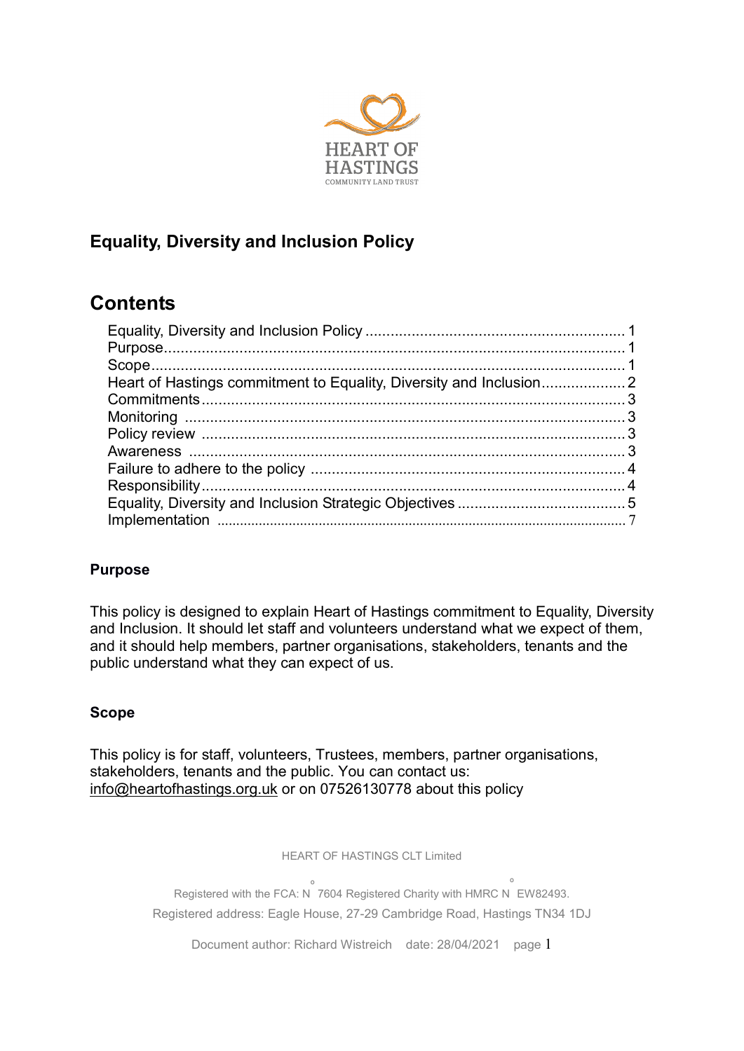HEART OF HASTINGS

COMMUNITY LAND TRUST

## Equality, Diversity and Inclusion Policy

# Contents

- Equality, Diversity and Inclusion Policy ..... 1
- Purpose ..... 1
- Scope ..... 1
- Heart of Hastings commitment to Equality, Diversity and Inclusion ..... 2
- Commitments ..... 3
- Monitoring ..... 3
- Policy review ..... 3
- Awareness ..... 3
- Failure to adhere to the policy ..... 4
- Responsibility ..... 4
- Equality, Diversity and Inclusion Strategic Objectives ..... 5
- Implementation ..... 7

### Purpose

This policy is designed to explain Heart of Hastings commitment to Equality, Diversity and Inclusion. It should let staff and volunteers understand what we expect of them, and it should help members, partner organisations, stakeholders, tenants and the public understand what they can expect of us.

### Scope

This policy is for staff, volunteers, Trustees, members, partner organisations, stakeholders, tenants and the public. You can contact us: info@heartofhastings.org.uk or on 07526130778 about this policy

HEART OF HASTINGS CLT Limited

Registered with the FCA: N° 7604 Registered Charity with HMRC N° EW82493.

Registered address: Eagle House, 27-29 Cambridge Road, Hastings TN34 1DJ

Document author: Richard Wistreich date: 28/04/2021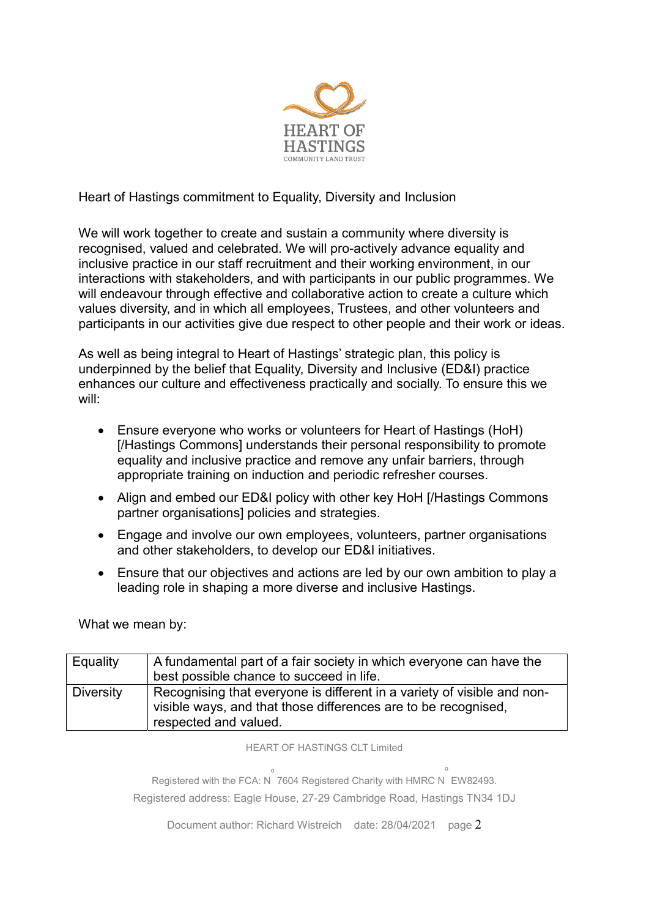Heart of Hastings commitment to Equality, Diversity and Inclusion

We will work together to create and sustain a community where diversity is recognised, valued and celebrated. We will pro-actively advance equality and inclusive practice in our staff recruitment and their working environment, in our interactions with stakeholders, and with participants in our public programmes. We will endeavour through effective and collaborative action to create a culture which values diversity, and in which all employees, Trustees, and other volunteers and participants in our activities give due respect to other people and their work or ideas.

As well as being integral to Heart of Hastings' strategic plan, this policy is underpinned by the belief that Equality, Diversity and Inclusive (ED&I) practice enhances our culture and effectiveness practically and socially. To ensure this we will:

- Ensure everyone who works or volunteers for Heart of Hastings (HoH) [/Hastings Commons] understands their personal responsibility to promote equality and inclusive practice and remove any unfair barriers, through appropriate training on induction and periodic refresher courses.
- Align and embed our ED&I policy with other key HoH [/Hastings Commons partner organisations] policies and strategies.
- Engage and involve our own employees, volunteers, partner organisations and other stakeholders, to develop our ED&I initiatives.
- Ensure that our objectives and actions are led by our own ambition to play a leading role in shaping a more diverse and inclusive Hastings.

What we mean by:

| Equality | A fundamental part of a fair society in which everyone can have the best possible chance to succeed in life. |
|---|---|
| Diversity | Recognising that everyone is different in a variety of visible and non-visible ways, and that those differences are to be recognised, respected and valued. |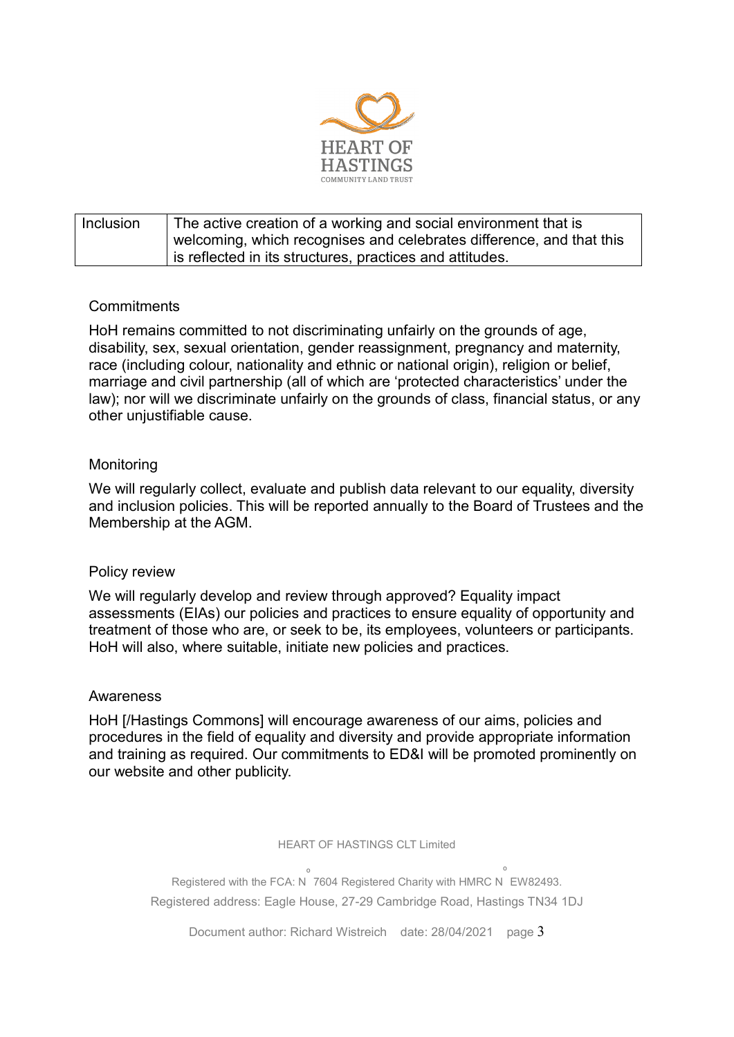| Inclusion | The active creation of a working and social environment that is welcoming, which recognises and celebrates difference, and that this is reflected in its structures, practices and attitudes. |
|---|---|

### Commitments

HoH remains committed to not discriminating unfairly on the grounds of age, disability, sex, sexual orientation, gender reassignment, pregnancy and maternity, race (including colour, nationality and ethnic or national origin), religion or belief, marriage and civil partnership (all of which are 'protected characteristics' under the law); nor will we discriminate unfairly on the grounds of class, financial status, or any other unjustifiable cause.

### Monitoring

We will regularly collect, evaluate and publish data relevant to our equality, diversity and inclusion policies. This will be reported annually to the Board of Trustees and the Membership at the AGM.

### Policy review

We will regularly develop and review through approved? Equality impact assessments (EIAs) our policies and practices to ensure equality of opportunity and treatment of those who are, or seek to be, its employees, volunteers or participants. HoH will also, where suitable, initiate new policies and practices.

### Awareness

HoH [/Hastings Commons] will encourage awareness of our aims, policies and procedures in the field of equality and diversity and provide appropriate information and training as required. Our commitments to ED&I will be promoted prominently on our website and other publicity.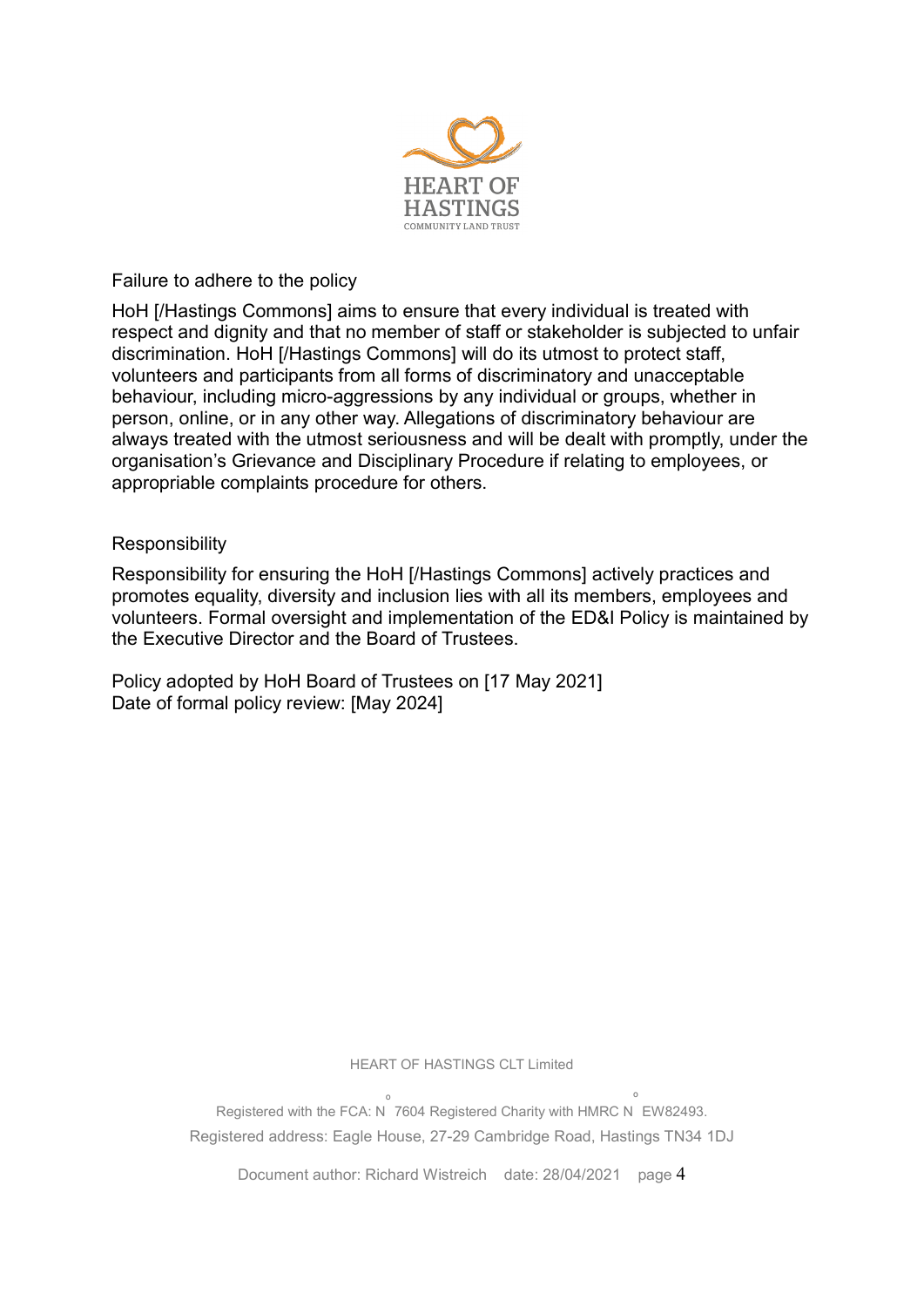## Failure to adhere to the policy

HoH [/Hastings Commons] aims to ensure that every individual is treated with respect and dignity and that no member of staff or stakeholder is subjected to unfair discrimination. HoH [/Hastings Commons] will do its utmost to protect staff, volunteers and participants from all forms of discriminatory and unacceptable behaviour, including micro-aggressions by any individual or groups, whether in person, online, or in any other way. Allegations of discriminatory behaviour are always treated with the utmost seriousness and will be dealt with promptly, under the organisation's Grievance and Disciplinary Procedure if relating to employees, or appropriable complaints procedure for others.

## Responsibility

Responsibility for ensuring the HoH [/Hastings Commons] actively practices and promotes equality, diversity and inclusion lies with all its members, employees and volunteers. Formal oversight and implementation of the ED&I Policy is maintained by the Executive Director and the Board of Trustees.

Policy adopted by HoH Board of Trustees on [17 May 2021]
Date of formal policy review: [May 2024]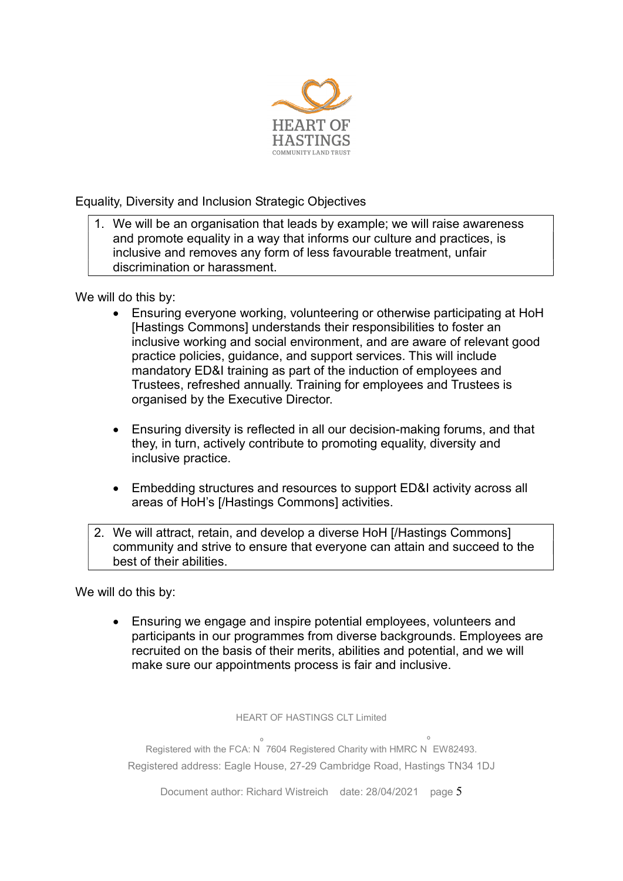Equality, Diversity and Inclusion Strategic Objectives

1. We will be an organisation that leads by example; we will raise awareness and promote equality in a way that informs our culture and practices, is inclusive and removes any form of less favourable treatment, unfair discrimination or harassment.

We will do this by:

- Ensuring everyone working, volunteering or otherwise participating at HoH [Hastings Commons] understands their responsibilities to foster an inclusive working and social environment, and are aware of relevant good practice policies, guidance, and support services. This will include mandatory ED&I training as part of the induction of employees and Trustees, refreshed annually. Training for employees and Trustees is organised by the Executive Director.

- Ensuring diversity is reflected in all our decision-making forums, and that they, in turn, actively contribute to promoting equality, diversity and inclusive practice.

- Embedding structures and resources to support ED&I activity across all areas of HoH's [/Hastings Commons] activities.

2. We will attract, retain, and develop a diverse HoH [/Hastings Commons] community and strive to ensure that everyone can attain and succeed to the best of their abilities.

We will do this by:

- Ensuring we engage and inspire potential employees, volunteers and participants in our programmes from diverse backgrounds. Employees are recruited on the basis of their merits, abilities and potential, and we will make sure our appointments process is fair and inclusive.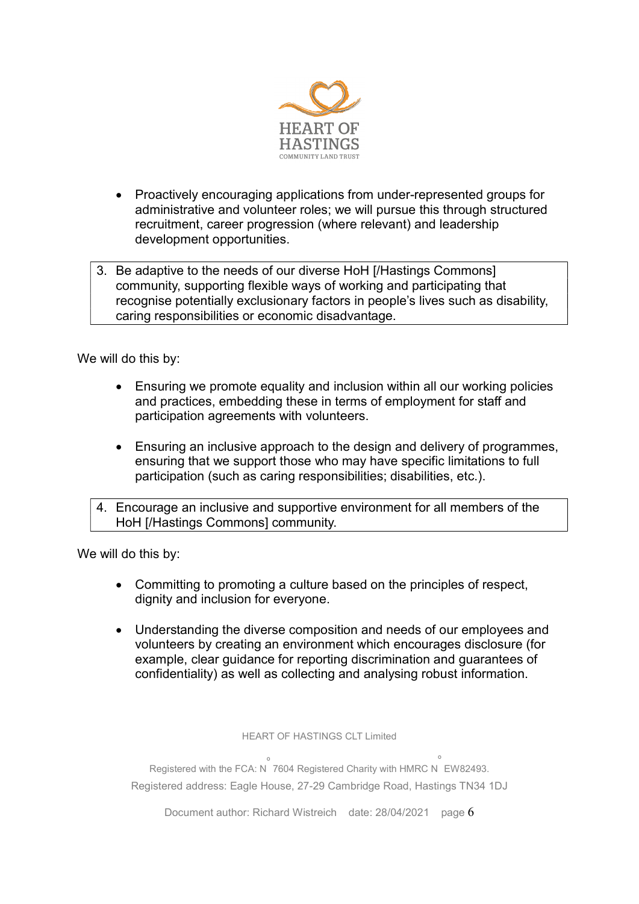- Proactively encouraging applications from under-represented groups for administrative and volunteer roles; we will pursue this through structured recruitment, career progression (where relevant) and leadership development opportunities.

| 3. Be adaptive to the needs of our diverse HoH [/Hastings Commons] community, supporting flexible ways of working and participating that recognise potentially exclusionary factors in people's lives such as disability, caring responsibilities or economic disadvantage. |
|---|

We will do this by:

- Ensuring we promote equality and inclusion within all our working policies and practices, embedding these in terms of employment for staff and participation agreements with volunteers.

- Ensuring an inclusive approach to the design and delivery of programmes, ensuring that we support those who may have specific limitations to full participation (such as caring responsibilities; disabilities, etc.).

| 4. Encourage an inclusive and supportive environment for all members of the HoH [/Hastings Commons] community. |
|---|

We will do this by:

- Committing to promoting a culture based on the principles of respect, dignity and inclusion for everyone.

- Understanding the diverse composition and needs of our employees and volunteers by creating an environment which encourages disclosure (for example, clear guidance for reporting discrimination and guarantees of confidentiality) as well as collecting and analysing robust information.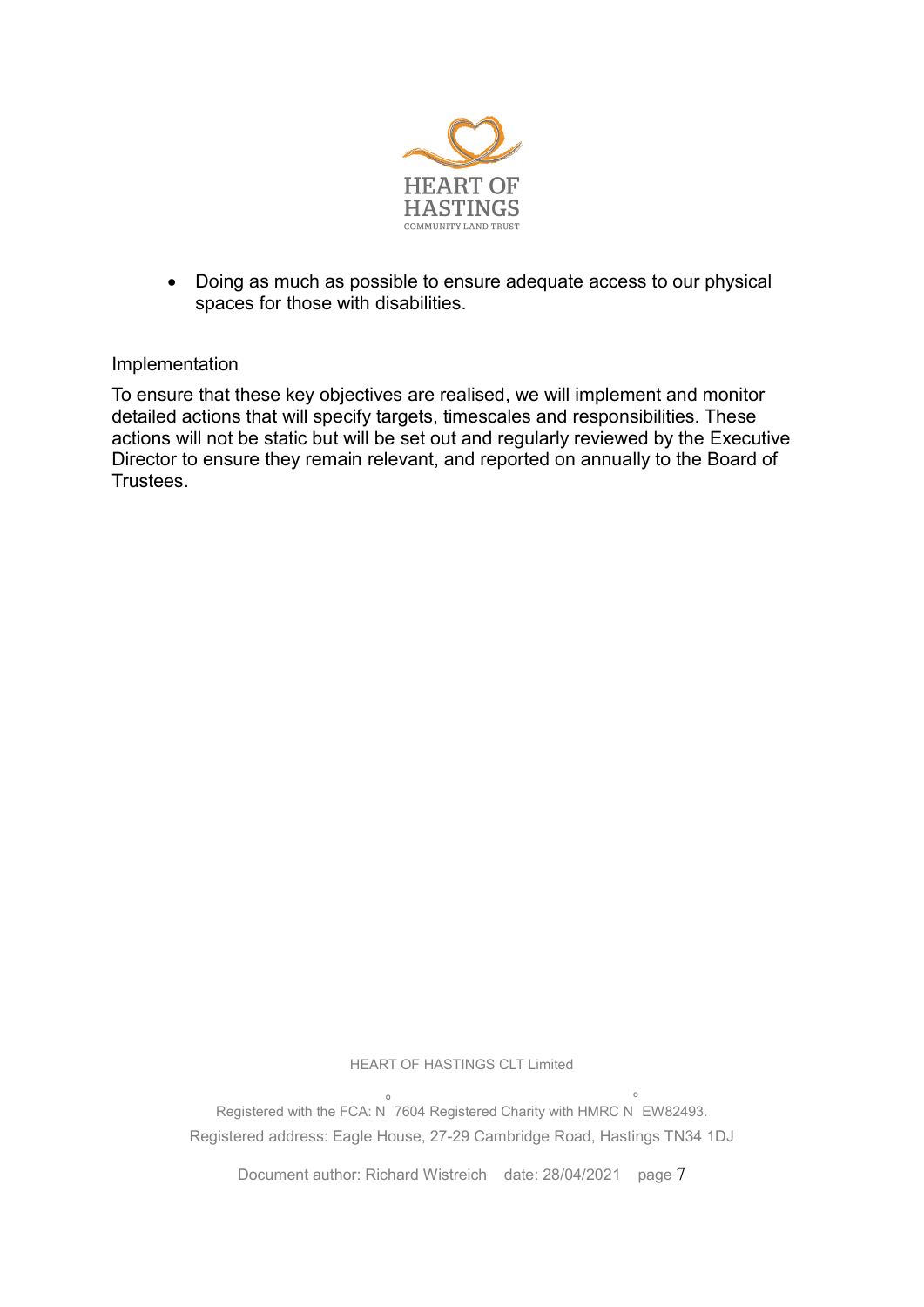- Doing as much as possible to ensure adequate access to our physical spaces for those with disabilities.

## Implementation

To ensure that these key objectives are realised, we will implement and monitor detailed actions that will specify targets, timescales and responsibilities. These actions will not be static but will be set out and regularly reviewed by the Executive Director to ensure they remain relevant, and reported on annually to the Board of Trustees.